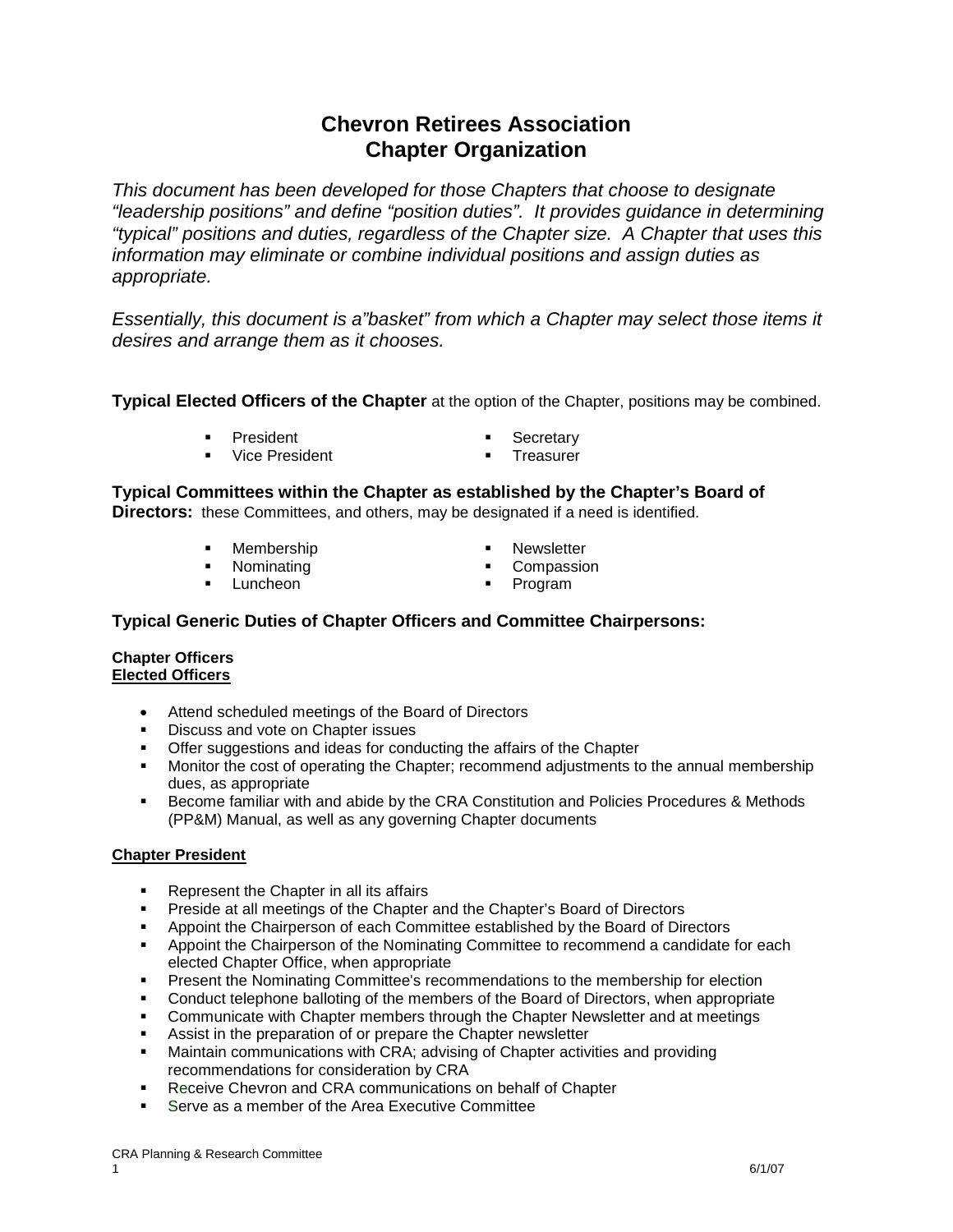# Chevron Retirees Association
# Chapter Organization

*This document has been developed for those Chapters that choose to designate "leadership positions" and define "position duties". It provides guidance in determining "typical" positions and duties, regardless of the Chapter size. A Chapter that uses this information may eliminate or combine individual positions and assign duties as appropriate.*

*Essentially, this document is a"basket" from which a Chapter may select those items it desires and arrange them as it chooses.*

**Typical Elected Officers of the Chapter** at the option of the Chapter, positions may be combined.

- President
- Vice President
- Secretary
- Treasurer

**Typical Committees within the Chapter as established by the Chapter's Board of Directors:** these Committees, and others, may be designated if a need is identified.

- Membership
- Nominating
- Luncheon
- Newsletter
- Compassion
- Program

## Typical Generic Duties of Chapter Officers and Committee Chairpersons:

**Chapter Officers**
**<u>Elected Officers</u>**

- Attend scheduled meetings of the Board of Directors
- Discuss and vote on Chapter issues
- Offer suggestions and ideas for conducting the affairs of the Chapter
- Monitor the cost of operating the Chapter; recommend adjustments to the annual membership dues, as appropriate
- Become familiar with and abide by the CRA Constitution and Policies Procedures & Methods (PP&M) Manual, as well as any governing Chapter documents

**<u>Chapter President</u>**

- Represent the Chapter in all its affairs
- Preside at all meetings of the Chapter and the Chapter's Board of Directors
- Appoint the Chairperson of each Committee established by the Board of Directors
- Appoint the Chairperson of the Nominating Committee to recommend a candidate for each elected Chapter Office, when appropriate
- Present the Nominating Committee's recommendations to the membership for election
- Conduct telephone balloting of the members of the Board of Directors, when appropriate
- Communicate with Chapter members through the Chapter Newsletter and at meetings
- Assist in the preparation of or prepare the Chapter newsletter
- Maintain communications with CRA; advising of Chapter activities and providing recommendations for consideration by CRA
- Receive Chevron and CRA communications on behalf of Chapter
- Serve as a member of the Area Executive Committee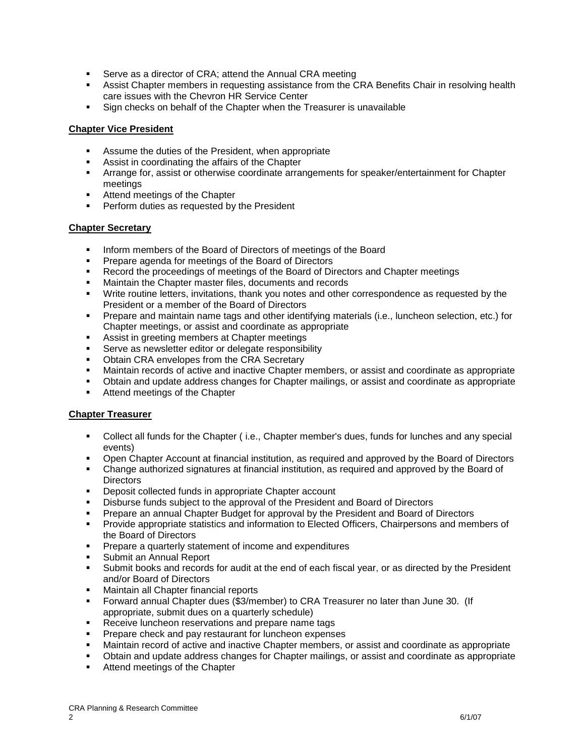- Serve as a director of CRA; attend the Annual CRA meeting
- Assist Chapter members in requesting assistance from the CRA Benefits Chair in resolving health care issues with the Chevron HR Service Center
- Sign checks on behalf of the Chapter when the Treasurer is unavailable

**Chapter Vice President**

- Assume the duties of the President, when appropriate
- Assist in coordinating the affairs of the Chapter
- Arrange for, assist or otherwise coordinate arrangements for speaker/entertainment for Chapter meetings
- Attend meetings of the Chapter
- Perform duties as requested by the President

**Chapter Secretary**

- Inform members of the Board of Directors of meetings of the Board
- Prepare agenda for meetings of the Board of Directors
- Record the proceedings of meetings of the Board of Directors and Chapter meetings
- Maintain the Chapter master files, documents and records
- Write routine letters, invitations, thank you notes and other correspondence as requested by the President or a member of the Board of Directors
- Prepare and maintain name tags and other identifying materials (i.e., luncheon selection, etc.) for Chapter meetings, or assist and coordinate as appropriate
- Assist in greeting members at Chapter meetings
- Serve as newsletter editor or delegate responsibility
- Obtain CRA envelopes from the CRA Secretary
- Maintain records of active and inactive Chapter members, or assist and coordinate as appropriate
- Obtain and update address changes for Chapter mailings, or assist and coordinate as appropriate
- Attend meetings of the Chapter

**Chapter Treasurer**

- Collect all funds for the Chapter ( i.e., Chapter member's dues, funds for lunches and any special events)
- Open Chapter Account at financial institution, as required and approved by the Board of Directors
- Change authorized signatures at financial institution, as required and approved by the Board of Directors
- Deposit collected funds in appropriate Chapter account
- Disburse funds subject to the approval of the President and Board of Directors
- Prepare an annual Chapter Budget for approval by the President and Board of Directors
- Provide appropriate statistics and information to Elected Officers, Chairpersons and members of the Board of Directors
- Prepare a quarterly statement of income and expenditures
- Submit an Annual Report
- Submit books and records for audit at the end of each fiscal year, or as directed by the President and/or Board of Directors
- Maintain all Chapter financial reports
- Forward annual Chapter dues ($3/member) to CRA Treasurer no later than June 30. (If appropriate, submit dues on a quarterly schedule)
- Receive luncheon reservations and prepare name tags
- Prepare check and pay restaurant for luncheon expenses
- Maintain record of active and inactive Chapter members, or assist and coordinate as appropriate
- Obtain and update address changes for Chapter mailings, or assist and coordinate as appropriate
- Attend meetings of the Chapter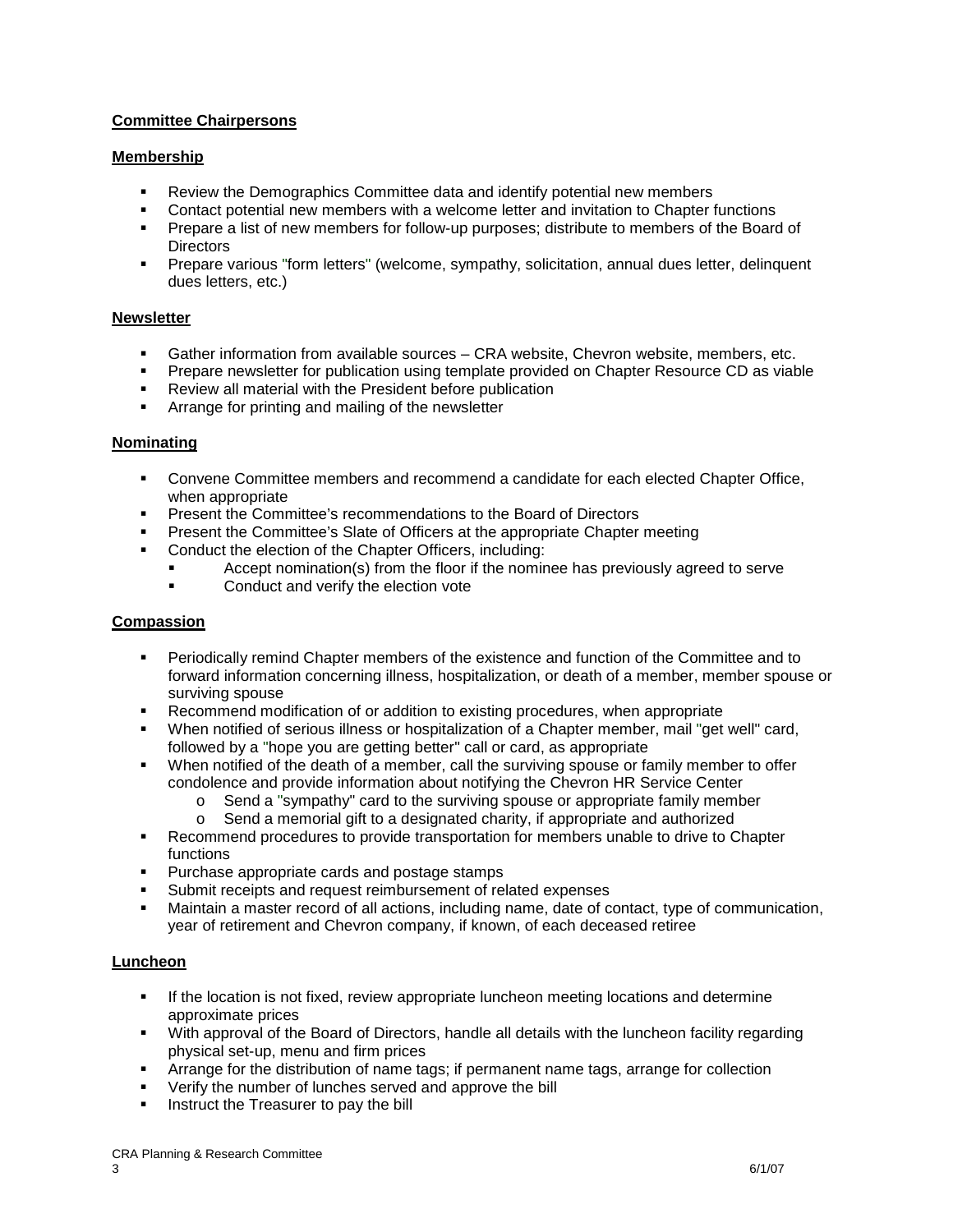**Committee Chairpersons**

**Membership**

- Review the Demographics Committee data and identify potential new members
- Contact potential new members with a welcome letter and invitation to Chapter functions
- Prepare a list of new members for follow-up purposes; distribute to members of the Board of Directors
- Prepare various "form letters" (welcome, sympathy, solicitation, annual dues letter, delinquent dues letters, etc.)

**Newsletter**

- Gather information from available sources – CRA website, Chevron website, members, etc.
- Prepare newsletter for publication using template provided on Chapter Resource CD as viable
- Review all material with the President before publication
- Arrange for printing and mailing of the newsletter

**Nominating**

- Convene Committee members and recommend a candidate for each elected Chapter Office, when appropriate
- Present the Committee's recommendations to the Board of Directors
- Present the Committee's Slate of Officers at the appropriate Chapter meeting
- Conduct the election of the Chapter Officers, including:
  - Accept nomination(s) from the floor if the nominee has previously agreed to serve
  - Conduct and verify the election vote

**Compassion**

- Periodically remind Chapter members of the existence and function of the Committee and to forward information concerning illness, hospitalization, or death of a member, member spouse or surviving spouse
- Recommend modification of or addition to existing procedures, when appropriate
- When notified of serious illness or hospitalization of a Chapter member, mail "get well" card, followed by a "hope you are getting better" call or card, as appropriate
- When notified of the death of a member, call the surviving spouse or family member to offer condolence and provide information about notifying the Chevron HR Service Center
  - Send a "sympathy" card to the surviving spouse or appropriate family member
  - Send a memorial gift to a designated charity, if appropriate and authorized
- Recommend procedures to provide transportation for members unable to drive to Chapter functions
- Purchase appropriate cards and postage stamps
- Submit receipts and request reimbursement of related expenses
- Maintain a master record of all actions, including name, date of contact, type of communication, year of retirement and Chevron company, if known, of each deceased retiree

**Luncheon**

- If the location is not fixed, review appropriate luncheon meeting locations and determine approximate prices
- With approval of the Board of Directors, handle all details with the luncheon facility regarding physical set-up, menu and firm prices
- Arrange for the distribution of name tags; if permanent name tags, arrange for collection
- Verify the number of lunches served and approve the bill
- Instruct the Treasurer to pay the bill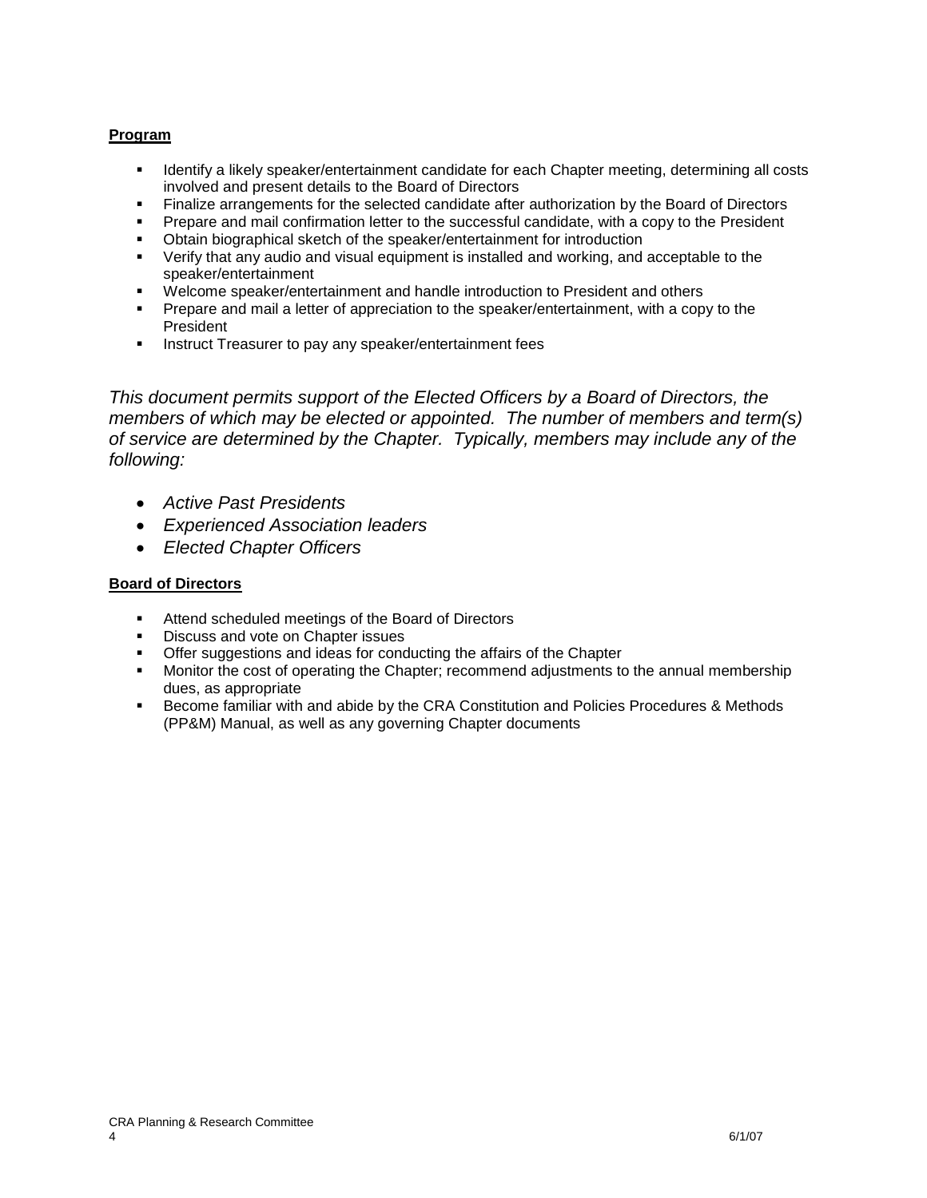**Program**

- Identify a likely speaker/entertainment candidate for each Chapter meeting, determining all costs involved and present details to the Board of Directors
- Finalize arrangements for the selected candidate after authorization by the Board of Directors
- Prepare and mail confirmation letter to the successful candidate, with a copy to the President
- Obtain biographical sketch of the speaker/entertainment for introduction
- Verify that any audio and visual equipment is installed and working, and acceptable to the speaker/entertainment
- Welcome speaker/entertainment and handle introduction to President and others
- Prepare and mail a letter of appreciation to the speaker/entertainment, with a copy to the President
- Instruct Treasurer to pay any speaker/entertainment fees

*This document permits support of the Elected Officers by a Board of Directors, the members of which may be elected or appointed. The number of members and term(s) of service are determined by the Chapter. Typically, members may include any of the following:*

- *Active Past Presidents*
- *Experienced Association leaders*
- *Elected Chapter Officers*

**Board of Directors**

- Attend scheduled meetings of the Board of Directors
- Discuss and vote on Chapter issues
- Offer suggestions and ideas for conducting the affairs of the Chapter
- Monitor the cost of operating the Chapter; recommend adjustments to the annual membership dues, as appropriate
- Become familiar with and abide by the CRA Constitution and Policies Procedures & Methods (PP&M) Manual, as well as any governing Chapter documents